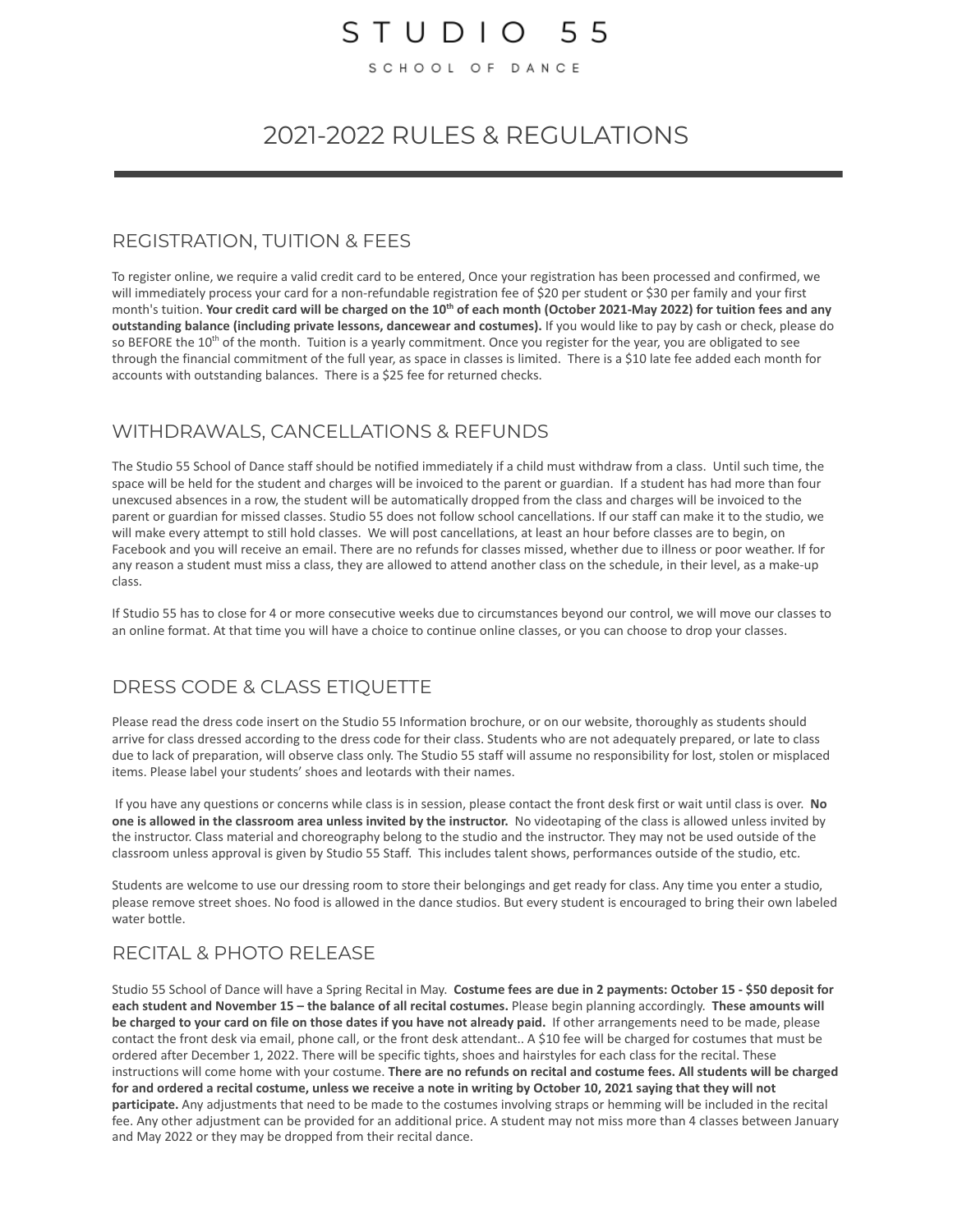# STUDIO 55

SCHOOL OF DANCE

# 2021-2022 RULES & REGULATIONS

## REGISTRATION, TUITION & FEES

To register online, we require a valid credit card to be entered, Once your registration has been processed and confirmed, we will immediately process your card for a non-refundable registration fee of $20 per student or $30 per family and your first month's tuition. **Your credit card will be charged on the 10th of each month (October 2021-May 2022) for tuition fees and any outstanding balance (including private lessons, dancewear and costumes).** If you would like to pay by cash or check, please do so BEFORE the 10th of the month. Tuition is a yearly commitment. Once you register for the year, you are obligated to see through the financial commitment of the full year, as space in classes is limited. There is a $10 late fee added each month for accounts with outstanding balances. There is a $25 fee for returned checks.

## WITHDRAWALS, CANCELLATIONS & REFUNDS

The Studio 55 School of Dance staff should be notified immediately if a child must withdraw from a class. Until such time, the space will be held for the student and charges will be invoiced to the parent or guardian. If a student has had more than four unexcused absences in a row, the student will be automatically dropped from the class and charges will be invoiced to the parent or guardian for missed classes. Studio 55 does not follow school cancellations. If our staff can make it to the studio, we will make every attempt to still hold classes. We will post cancellations, at least an hour before classes are to begin, on Facebook and you will receive an email. There are no refunds for classes missed, whether due to illness or poor weather. If for any reason a student must miss a class, they are allowed to attend another class on the schedule, in their level, as a make-up class.

If Studio 55 has to close for 4 or more consecutive weeks due to circumstances beyond our control, we will move our classes to an online format. At that time you will have a choice to continue online classes, or you can choose to drop your classes.

## DRESS CODE & CLASS ETIQUETTE

Please read the dress code insert on the Studio 55 Information brochure, or on our website, thoroughly as students should arrive for class dressed according to the dress code for their class. Students who are not adequately prepared, or late to class due to lack of preparation, will observe class only. The Studio 55 staff will assume no responsibility for lost, stolen or misplaced items. Please label your students' shoes and leotards with their names.

If you have any questions or concerns while class is in session, please contact the front desk first or wait until class is over. **No one is allowed in the classroom area unless invited by the instructor.** No videotaping of the class is allowed unless invited by the instructor. Class material and choreography belong to the studio and the instructor. They may not be used outside of the classroom unless approval is given by Studio 55 Staff. This includes talent shows, performances outside of the studio, etc.

Students are welcome to use our dressing room to store their belongings and get ready for class. Any time you enter a studio, please remove street shoes. No food is allowed in the dance studios. But every student is encouraged to bring their own labeled water bottle.

## RECITAL & PHOTO RELEASE

Studio 55 School of Dance will have a Spring Recital in May. **Costume fees are due in 2 payments: October 15 - $50 deposit for each student and November 15 – the balance of all recital costumes.** Please begin planning accordingly. **These amounts will be charged to your card on file on those dates if you have not already paid.** If other arrangements need to be made, please contact the front desk via email, phone call, or the front desk attendant.. A $10 fee will be charged for costumes that must be ordered after December 1, 2022. There will be specific tights, shoes and hairstyles for each class for the recital. These instructions will come home with your costume. **There are no refunds on recital and costume fees. All students will be charged for and ordered a recital costume, unless we receive a note in writing by October 10, 2021 saying that they will not participate.** Any adjustments that need to be made to the costumes involving straps or hemming will be included in the recital fee. Any other adjustment can be provided for an additional price. A student may not miss more than 4 classes between January and May 2022 or they may be dropped from their recital dance.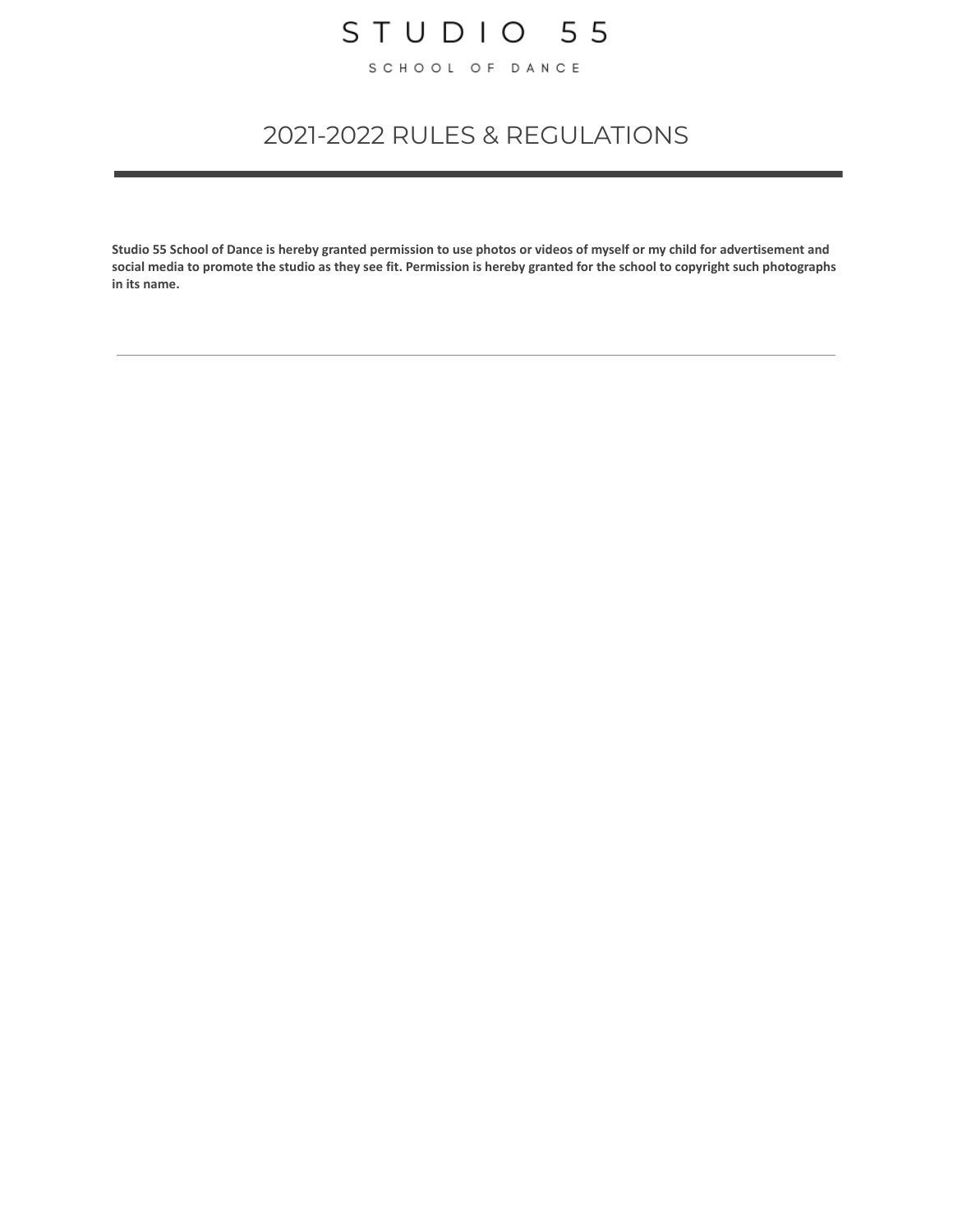STUDIO 55

SCHOOL OF DANCE

# 2021-2022 RULES & REGULATIONS

---

**Studio 55 School of Dance is hereby granted permission to use photos or videos of myself or my child for advertisement and social media to promote the studio as they see fit. Permission is hereby granted for the school to copyright such photographs in its name.**

---